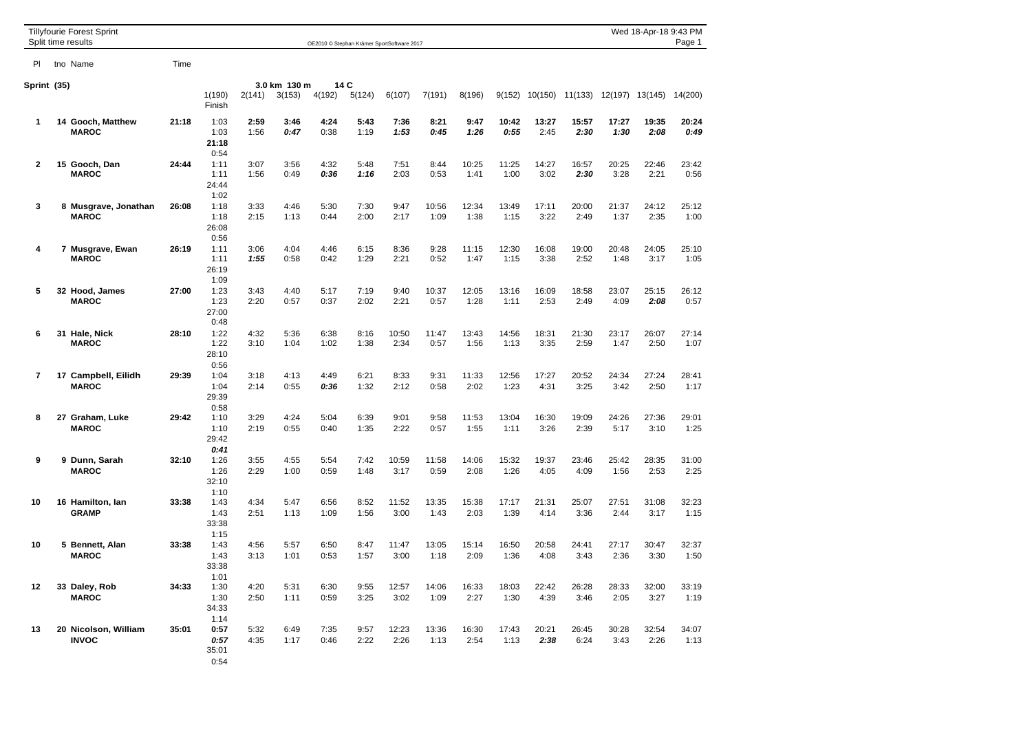Tillyfourie Forest Sprint
Split time results

OE2010 © Stephan Krämer SportSoftware 2017

Wed 18-Apr-18 9:43 PM

**Sprint (35)** — **3.0 km 130 m 14 C**

| Pl | tno Name | Time | 1(190) Finish | 2(141) | 3(153) | 4(192) | 5(124) | 6(107) | 7(191) | 8(196) | 9(152) | 10(150) | 11(133) | 12(197) | 13(145) | 14(200) |
|---|---|---|---|---|---|---|---|---|---|---|---|---|---|---|---|---|
| **1** | **14 Gooch, Matthew** **MAROC** | **21:18** | 1:03 1:03 **21:18** 0:54 | **2:59** 1:56 | **3:46** ***0:47*** | **4:24** 0:38 | **5:43** 1:19 | **7:36** ***1:53*** | **8:21** ***0:45*** | **9:47** ***1:26*** | **10:42** ***0:55*** | **13:27** 2:45 | **15:57** ***2:30*** | **17:27** ***1:30*** | **19:35** ***2:08*** | **20:24** ***0:49*** |
| **2** | **15 Gooch, Dan** **MAROC** | **24:44** | 1:11 1:11 24:44 1:02 | 3:07 1:56 | 3:56 0:49 | 4:32 ***0:36*** | 5:48 ***1:16*** | 7:51 2:03 | 8:44 0:53 | 10:25 1:41 | 11:25 1:00 | 14:27 3:02 | 16:57 ***2:30*** | 20:25 3:28 | 22:46 2:21 | 23:42 0:56 |
| **3** | **8 Musgrave, Jonathan** **MAROC** | **26:08** | 1:18 1:18 26:08 0:56 | 3:33 2:15 | 4:46 1:13 | 5:30 0:44 | 7:30 2:00 | 9:47 2:17 | 10:56 1:09 | 12:34 1:38 | 13:49 1:15 | 17:11 3:22 | 20:00 2:49 | 21:37 1:37 | 24:12 2:35 | 25:12 1:00 |
| **4** | **7 Musgrave, Ewan** **MAROC** | **26:19** | 1:11 1:11 26:19 1:09 | 3:06 ***1:55*** | 4:04 0:58 | 4:46 0:42 | 6:15 1:29 | 8:36 2:21 | 9:28 0:52 | 11:15 1:47 | 12:30 1:15 | 16:08 3:38 | 19:00 2:52 | 20:48 1:48 | 24:05 3:17 | 25:10 1:05 |
| **5** | **32 Hood, James** **MAROC** | **27:00** | 1:23 1:23 27:00 0:48 | 3:43 2:20 | 4:40 0:57 | 5:17 0:37 | 7:19 2:02 | 9:40 2:21 | 10:37 0:57 | 12:05 1:28 | 13:16 1:11 | 16:09 2:53 | 18:58 2:49 | 23:07 4:09 | 25:15 ***2:08*** | 26:12 0:57 |
| **6** | **31 Hale, Nick** **MAROC** | **28:10** | 1:22 1:22 28:10 0:56 | 4:32 3:10 | 5:36 1:04 | 6:38 1:02 | 8:16 1:38 | 10:50 2:34 | 11:47 0:57 | 13:43 1:56 | 14:56 1:13 | 18:31 3:35 | 21:30 2:59 | 23:17 1:47 | 26:07 2:50 | 27:14 1:07 |
| **7** | **17 Campbell, Eilidh** **MAROC** | **29:39** | 1:04 1:04 29:39 0:58 | 3:18 2:14 | 4:13 0:55 | 4:49 ***0:36*** | 6:21 1:32 | 8:33 2:12 | 9:31 0:58 | 11:33 2:02 | 12:56 1:23 | 17:27 4:31 | 20:52 3:25 | 24:34 3:42 | 27:24 2:50 | 28:41 1:17 |
| **8** | **27 Graham, Luke** **MAROC** | **29:42** | 1:10 1:10 29:42 ***0:41*** | 3:29 2:19 | 4:24 0:55 | 5:04 0:40 | 6:39 1:35 | 9:01 2:22 | 9:58 0:57 | 11:53 1:55 | 13:04 1:11 | 16:30 3:26 | 19:09 2:39 | 24:26 5:17 | 27:36 3:10 | 29:01 1:25 |
| **9** | **9 Dunn, Sarah** **MAROC** | **32:10** | 1:26 1:26 32:10 1:10 | 3:55 2:29 | 4:55 1:00 | 5:54 0:59 | 7:42 1:48 | 10:59 3:17 | 11:58 0:59 | 14:06 2:08 | 15:32 1:26 | 19:37 4:05 | 23:46 4:09 | 25:42 1:56 | 28:35 2:53 | 31:00 2:25 |
| **10** | **16 Hamilton, Ian** **GRAMP** | **33:38** | 1:43 1:43 33:38 1:15 | 4:34 2:51 | 5:47 1:13 | 6:56 1:09 | 8:52 1:56 | 11:52 3:00 | 13:35 1:43 | 15:38 2:03 | 17:17 1:39 | 21:31 4:14 | 25:07 3:36 | 27:51 2:44 | 31:08 3:17 | 32:23 1:15 |
| **10** | **5 Bennett, Alan** **MAROC** | **33:38** | 1:43 1:43 33:38 1:01 | 4:56 3:13 | 5:57 1:01 | 6:50 0:53 | 8:47 1:57 | 11:47 3:00 | 13:05 1:18 | 15:14 2:09 | 16:50 1:36 | 20:58 4:08 | 24:41 3:43 | 27:17 2:36 | 30:47 3:30 | 32:37 1:50 |
| **12** | **33 Daley, Rob** **MAROC** | **34:33** | 1:30 1:30 34:33 1:14 | 4:20 2:50 | 5:31 1:11 | 6:30 0:59 | 9:55 3:25 | 12:57 3:02 | 14:06 1:09 | 16:33 2:27 | 18:03 1:30 | 22:42 4:39 | 26:28 3:46 | 28:33 2:05 | 32:00 3:27 | 33:19 1:19 |
| **13** | **20 Nicolson, William** **INVOC** | **35:01** | **0:57** ***0:57*** 35:01 0:54 | 5:32 4:35 | 6:49 1:17 | 7:35 0:46 | 9:57 2:22 | 12:23 2:26 | 13:36 1:13 | 16:30 2:54 | 17:43 1:13 | 20:21 ***2:38*** | 26:45 6:24 | 30:28 3:43 | 32:54 2:26 | 34:07 1:13 |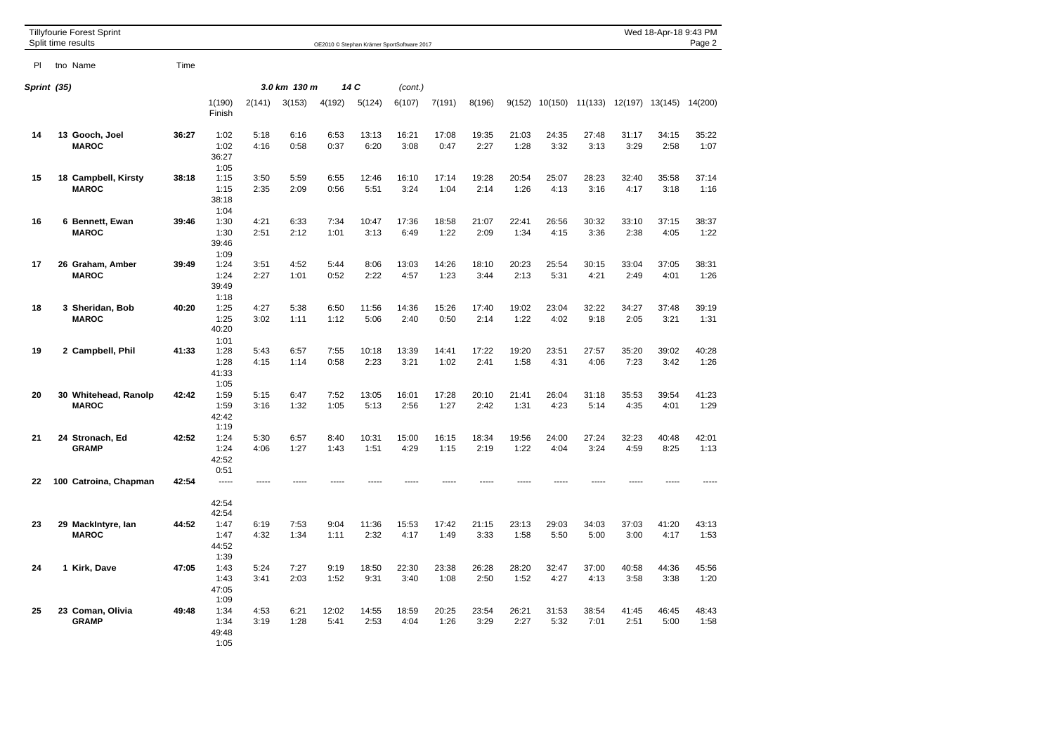Tillyfourie Forest Sprint
Split time results

OE2010 © Stephan Krämer SportSoftware 2017

## Sprint (35) — 3.0 km 130 m — 14 C (cont.)

| Pl | tno | Name | Time | 1(190) / Finish | 2(141) | 3(153) | 4(192) | 5(124) | 6(107) | 7(191) | 8(196) | 9(152) | 10(150) | 11(133) | 12(197) | 13(145) | 14(200) |
|---|---|---|---|---|---|---|---|---|---|---|---|---|---|---|---|---|---|
| 14 | 13 | **Gooch, Joel** | **36:27** | 1:02 | 5:18 | 6:16 | 6:53 | 13:13 | 16:21 | 17:08 | 19:35 | 21:03 | 24:35 | 27:48 | 31:17 | 34:15 | 35:22 |
| | | **MAROC** | | 1:02 | 4:16 | 0:58 | 0:37 | 6:20 | 3:08 | 0:47 | 2:27 | 1:28 | 3:32 | 3:13 | 3:29 | 2:58 | 1:07 |
| | | | | 36:27 | | | | | | | | | | | | | |
| | | | | 1:05 | | | | | | | | | | | | | |
| 15 | 18 | **Campbell, Kirsty** | **38:18** | 1:15 | 3:50 | 5:59 | 6:55 | 12:46 | 16:10 | 17:14 | 19:28 | 20:54 | 25:07 | 28:23 | 32:40 | 35:58 | 37:14 |
| | | **MAROC** | | 1:15 | 2:35 | 2:09 | 0:56 | 5:51 | 3:24 | 1:04 | 2:14 | 1:26 | 4:13 | 3:16 | 4:17 | 3:18 | 1:16 |
| | | | | 38:18 | | | | | | | | | | | | | |
| | | | | 1:04 | | | | | | | | | | | | | |
| 16 | 6 | **Bennett, Ewan** | **39:46** | 1:30 | 4:21 | 6:33 | 7:34 | 10:47 | 17:36 | 18:58 | 21:07 | 22:41 | 26:56 | 30:32 | 33:10 | 37:15 | 38:37 |
| | | **MAROC** | | 1:30 | 2:51 | 2:12 | 1:01 | 3:13 | 6:49 | 1:22 | 2:09 | 1:34 | 4:15 | 3:36 | 2:38 | 4:05 | 1:22 |
| | | | | 39:46 | | | | | | | | | | | | | |
| | | | | 1:09 | | | | | | | | | | | | | |
| 17 | 26 | **Graham, Amber** | **39:49** | 1:24 | 3:51 | 4:52 | 5:44 | 8:06 | 13:03 | 14:26 | 18:10 | 20:23 | 25:54 | 30:15 | 33:04 | 37:05 | 38:31 |
| | | **MAROC** | | 1:24 | 2:27 | 1:01 | 0:52 | 2:22 | 4:57 | 1:23 | 3:44 | 2:13 | 5:31 | 4:21 | 2:49 | 4:01 | 1:26 |
| | | | | 39:49 | | | | | | | | | | | | | |
| | | | | 1:18 | | | | | | | | | | | | | |
| 18 | 3 | **Sheridan, Bob** | **40:20** | 1:25 | 4:27 | 5:38 | 6:50 | 11:56 | 14:36 | 15:26 | 17:40 | 19:02 | 23:04 | 32:22 | 34:27 | 37:48 | 39:19 |
| | | **MAROC** | | 1:25 | 3:02 | 1:11 | 1:12 | 5:06 | 2:40 | 0:50 | 2:14 | 1:22 | 4:02 | 9:18 | 2:05 | 3:21 | 1:31 |
| | | | | 40:20 | | | | | | | | | | | | | |
| | | | | 1:01 | | | | | | | | | | | | | |
| 19 | 2 | **Campbell, Phil** | **41:33** | 1:28 | 5:43 | 6:57 | 7:55 | 10:18 | 13:39 | 14:41 | 17:22 | 19:20 | 23:51 | 27:57 | 35:20 | 39:02 | 40:28 |
| | | | | 1:28 | 4:15 | 1:14 | 0:58 | 2:23 | 3:21 | 1:02 | 2:41 | 1:58 | 4:31 | 4:06 | 7:23 | 3:42 | 1:26 |
| | | | | 41:33 | | | | | | | | | | | | | |
| | | | | 1:05 | | | | | | | | | | | | | |
| 20 | 30 | **Whitehead, Ranolp** | **42:42** | 1:59 | 5:15 | 6:47 | 7:52 | 13:05 | 16:01 | 17:28 | 20:10 | 21:41 | 26:04 | 31:18 | 35:53 | 39:54 | 41:23 |
| | | **MAROC** | | 1:59 | 3:16 | 1:32 | 1:05 | 5:13 | 2:56 | 1:27 | 2:42 | 1:31 | 4:23 | 5:14 | 4:35 | 4:01 | 1:29 |
| | | | | 42:42 | | | | | | | | | | | | | |
| | | | | 1:19 | | | | | | | | | | | | | |
| 21 | 24 | **Stronach, Ed** | **42:52** | 1:24 | 5:30 | 6:57 | 8:40 | 10:31 | 15:00 | 16:15 | 18:34 | 19:56 | 24:00 | 27:24 | 32:23 | 40:48 | 42:01 |
| | | **GRAMP** | | 1:24 | 4:06 | 1:27 | 1:43 | 1:51 | 4:29 | 1:15 | 2:19 | 1:22 | 4:04 | 3:24 | 4:59 | 8:25 | 1:13 |
| | | | | 42:52 | | | | | | | | | | | | | |
| | | | | 0:51 | | | | | | | | | | | | | |
| 22 | 100 | **Catroina, Chapman** | **42:54** | ----- | ----- | ----- | ----- | ----- | ----- | ----- | ----- | ----- | ----- | ----- | ----- | ----- | ----- |
| | | | | | | | | | | | | | | | | | |
| | | | | 42:54 | | | | | | | | | | | | | |
| | | | | 42:54 | | | | | | | | | | | | | |
| 23 | 29 | **MackIntyre, Ian** | **44:52** | 1:47 | 6:19 | 7:53 | 9:04 | 11:36 | 15:53 | 17:42 | 21:15 | 23:13 | 29:03 | 34:03 | 37:03 | 41:20 | 43:13 |
| | | **MAROC** | | 1:47 | 4:32 | 1:34 | 1:11 | 2:32 | 4:17 | 1:49 | 3:33 | 1:58 | 5:50 | 5:00 | 3:00 | 4:17 | 1:53 |
| | | | | 44:52 | | | | | | | | | | | | | |
| | | | | 1:39 | | | | | | | | | | | | | |
| 24 | 1 | **Kirk, Dave** | **47:05** | 1:43 | 5:24 | 7:27 | 9:19 | 18:50 | 22:30 | 23:38 | 26:28 | 28:20 | 32:47 | 37:00 | 40:58 | 44:36 | 45:56 |
| | | | | 1:43 | 3:41 | 2:03 | 1:52 | 9:31 | 3:40 | 1:08 | 2:50 | 1:52 | 4:27 | 4:13 | 3:58 | 3:38 | 1:20 |
| | | | | 47:05 | | | | | | | | | | | | | |
| | | | | 1:09 | | | | | | | | | | | | | |
| 25 | 23 | **Coman, Olivia** | **49:48** | 1:34 | 4:53 | 6:21 | 12:02 | 14:55 | 18:59 | 20:25 | 23:54 | 26:21 | 31:53 | 38:54 | 41:45 | 46:45 | 48:43 |
| | | **GRAMP** | | 1:34 | 3:19 | 1:28 | 5:41 | 2:53 | 4:04 | 1:26 | 3:29 | 2:27 | 5:32 | 7:01 | 2:51 | 5:00 | 1:58 |
| | | | | 49:48 | | | | | | | | | | | | | |
| | | | | 1:05 | | | | | | | | | | | | | |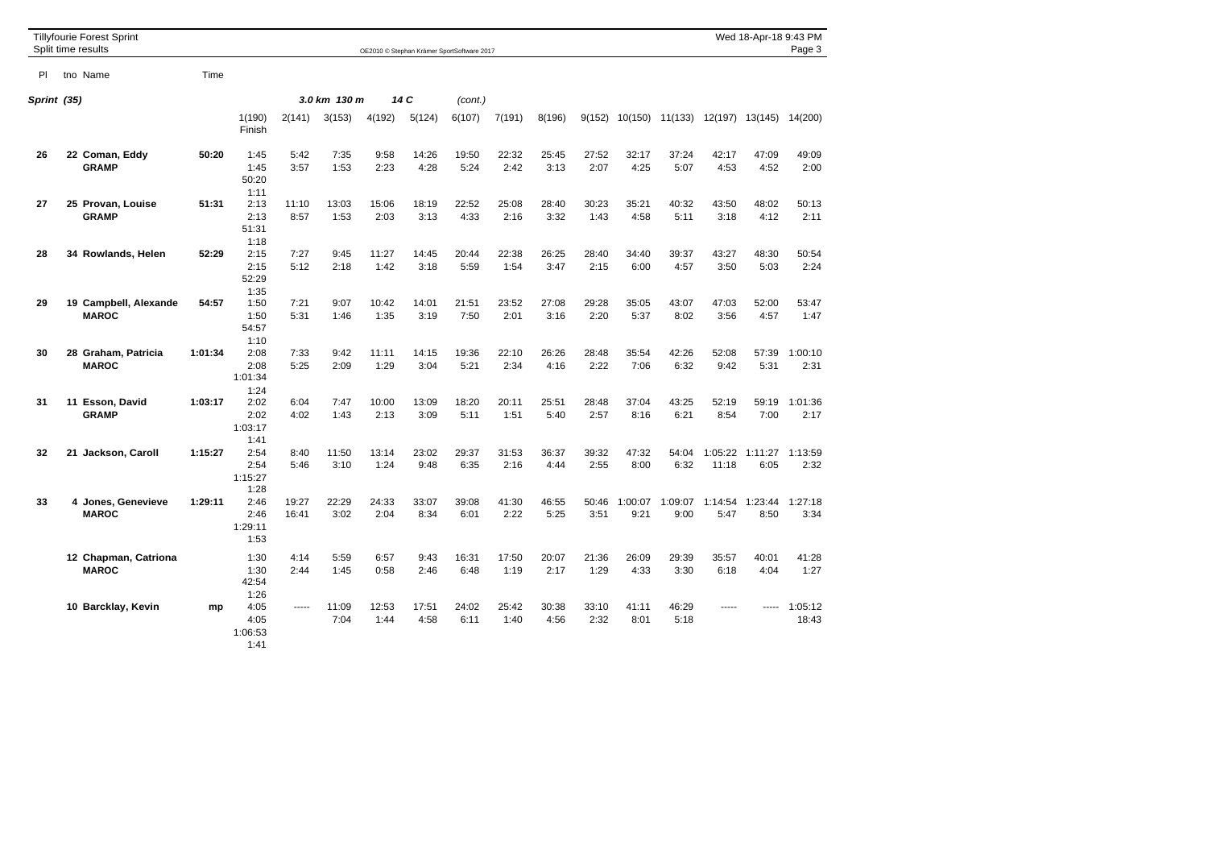Tillyfourie Forest Sprint
Split time results

OE2010 © Stephan Krämer SportSoftware 2017

Wed 18-Apr-18 9:43 PM

**Sprint (35)** 3.0 km 130 m 14 C (cont.)

| Pl | tno Name | Time | 1(190) Finish | 2(141) | 3(153) | 4(192) | 5(124) | 6(107) | 7(191) | 8(196) | 9(152) | 10(150) | 11(133) | 12(197) | 13(145) | 14(200) |
|---|---|---|---|---|---|---|---|---|---|---|---|---|---|---|---|---|
| **26** | **22 Coman, Eddy** | **50:20** | 1:45 | 5:42 | 7:35 | 9:58 | 14:26 | 19:50 | 22:32 | 25:45 | 27:52 | 32:17 | 37:24 | 42:17 | 47:09 | 49:09 |
| | **GRAMP** | | 1:45 | 3:57 | 1:53 | 2:23 | 4:28 | 5:24 | 2:42 | 3:13 | 2:07 | 4:25 | 5:07 | 4:53 | 4:52 | 2:00 |
| | | | 50:20 | | | | | | | | | | | | | |
| | | | 1:11 | | | | | | | | | | | | | |
| **27** | **25 Provan, Louise** | **51:31** | 2:13 | 11:10 | 13:03 | 15:06 | 18:19 | 22:52 | 25:08 | 28:40 | 30:23 | 35:21 | 40:32 | 43:50 | 48:02 | 50:13 |
| | **GRAMP** | | 2:13 | 8:57 | 1:53 | 2:03 | 3:13 | 4:33 | 2:16 | 3:32 | 1:43 | 4:58 | 5:11 | 3:18 | 4:12 | 2:11 |
| | | | 51:31 | | | | | | | | | | | | | |
| | | | 1:18 | | | | | | | | | | | | | |
| **28** | **34 Rowlands, Helen** | **52:29** | 2:15 | 7:27 | 9:45 | 11:27 | 14:45 | 20:44 | 22:38 | 26:25 | 28:40 | 34:40 | 39:37 | 43:27 | 48:30 | 50:54 |
| | | | 2:15 | 5:12 | 2:18 | 1:42 | 3:18 | 5:59 | 1:54 | 3:47 | 2:15 | 6:00 | 4:57 | 3:50 | 5:03 | 2:24 |
| | | | 52:29 | | | | | | | | | | | | | |
| | | | 1:35 | | | | | | | | | | | | | |
| **29** | **19 Campbell, Alexande** | **54:57** | 1:50 | 7:21 | 9:07 | 10:42 | 14:01 | 21:51 | 23:52 | 27:08 | 29:28 | 35:05 | 43:07 | 47:03 | 52:00 | 53:47 |
| | **MAROC** | | 1:50 | 5:31 | 1:46 | 1:35 | 3:19 | 7:50 | 2:01 | 3:16 | 2:20 | 5:37 | 8:02 | 3:56 | 4:57 | 1:47 |
| | | | 54:57 | | | | | | | | | | | | | |
| | | | 1:10 | | | | | | | | | | | | | |
| **30** | **28 Graham, Patricia** | **1:01:34** | 2:08 | 7:33 | 9:42 | 11:11 | 14:15 | 19:36 | 22:10 | 26:26 | 28:48 | 35:54 | 42:26 | 52:08 | 57:39 | 1:00:10 |
| | **MAROC** | | 2:08 | 5:25 | 2:09 | 1:29 | 3:04 | 5:21 | 2:34 | 4:16 | 2:22 | 7:06 | 6:32 | 9:42 | 5:31 | 2:31 |
| | | | 1:01:34 | | | | | | | | | | | | | |
| | | | 1:24 | | | | | | | | | | | | | |
| **31** | **11 Esson, David** | **1:03:17** | 2:02 | 6:04 | 7:47 | 10:00 | 13:09 | 18:20 | 20:11 | 25:51 | 28:48 | 37:04 | 43:25 | 52:19 | 59:19 | 1:01:36 |
| | **GRAMP** | | 2:02 | 4:02 | 1:43 | 2:13 | 3:09 | 5:11 | 1:51 | 5:40 | 2:57 | 8:16 | 6:21 | 8:54 | 7:00 | 2:17 |
| | | | 1:03:17 | | | | | | | | | | | | | |
| | | | 1:41 | | | | | | | | | | | | | |
| **32** | **21 Jackson, Caroll** | **1:15:27** | 2:54 | 8:40 | 11:50 | 13:14 | 23:02 | 29:37 | 31:53 | 36:37 | 39:32 | 47:32 | 54:04 | 1:05:22 | 1:11:27 | 1:13:59 |
| | | | 2:54 | 5:46 | 3:10 | 1:24 | 9:48 | 6:35 | 2:16 | 4:44 | 2:55 | 8:00 | 6:32 | 11:18 | 6:05 | 2:32 |
| | | | 1:15:27 | | | | | | | | | | | | | |
| | | | 1:28 | | | | | | | | | | | | | |
| **33** | **4 Jones, Genevieve** | **1:29:11** | 2:46 | 19:27 | 22:29 | 24:33 | 33:07 | 39:08 | 41:30 | 46:55 | 50:46 | 1:00:07 | 1:09:07 | 1:14:54 | 1:23:44 | 1:27:18 |
| | **MAROC** | | 2:46 | 16:41 | 3:02 | 2:04 | 8:34 | 6:01 | 2:22 | 5:25 | 3:51 | 9:21 | 9:00 | 5:47 | 8:50 | 3:34 |
| | | | 1:29:11 | | | | | | | | | | | | | |
| | | | 1:53 | | | | | | | | | | | | | |
| | **12 Chapman, Catriona** | | 1:30 | 4:14 | 5:59 | 6:57 | 9:43 | 16:31 | 17:50 | 20:07 | 21:36 | 26:09 | 29:39 | 35:57 | 40:01 | 41:28 |
| | **MAROC** | | 1:30 | 2:44 | 1:45 | 0:58 | 2:46 | 6:48 | 1:19 | 2:17 | 1:29 | 4:33 | 3:30 | 6:18 | 4:04 | 1:27 |
| | | | 42:54 | | | | | | | | | | | | | |
| | | | 1:26 | | | | | | | | | | | | | |
| | **10 Barcklay, Kevin** | **mp** | 4:05 | ----- | 11:09 | 12:53 | 17:51 | 24:02 | 25:42 | 30:38 | 33:10 | 41:11 | 46:29 | ----- | ----- | 1:05:12 |
| | | | 4:05 | | 7:04 | 1:44 | 4:58 | 6:11 | 1:40 | 4:56 | 2:32 | 8:01 | 5:18 | | | 18:43 |
| | | | 1:06:53 | | | | | | | | | | | | | |
| | | | 1:41 | | | | | | | | | | | | | |